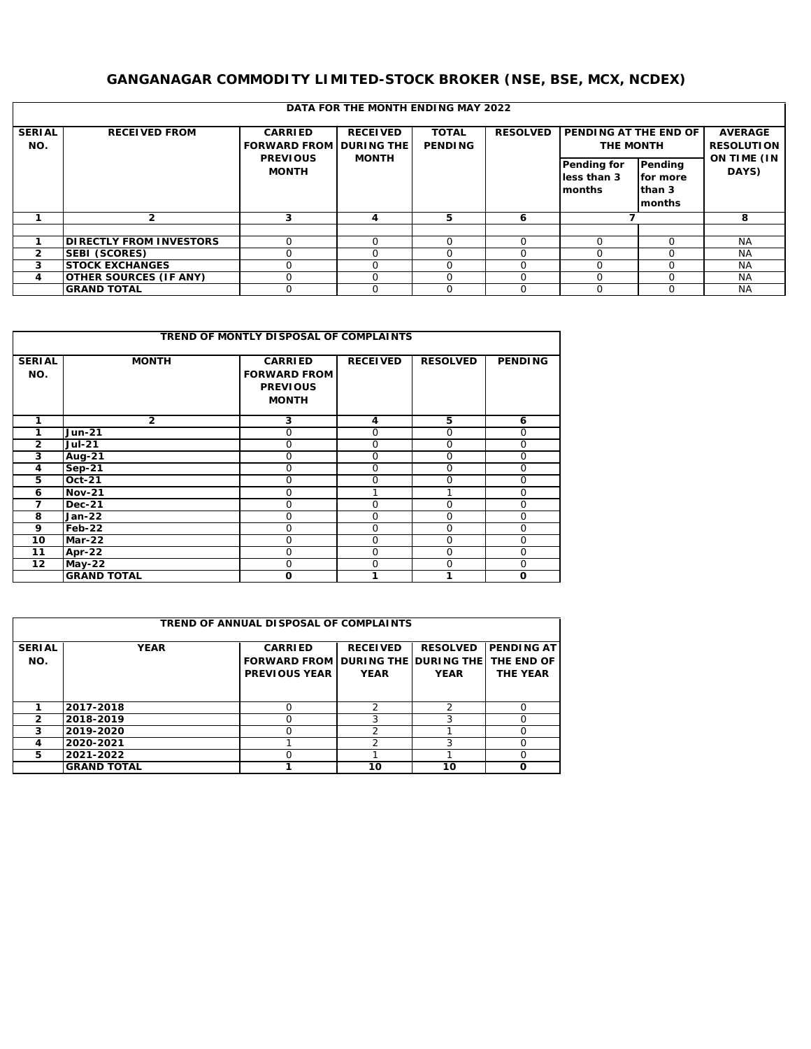# GANGANAGAR COMMODITY LIMITED-STOCK BROKER (NSE, BSE, MCX, NCDEX)

| DATA FOR THE MONTH ENDING MAY 2022 | | | | | | | | |
|---|---|---|---|---|---|---|---|---|
| SERIAL NO. | RECEIVED FROM | CARRIED FORWARD FROM PREVIOUS MONTH | RECEIVED DURING THE MONTH | TOTAL PENDING | RESOLVED | PENDING AT THE END OF THE MONTH | | AVERAGE RESOLUTION ON TIME (IN DAYS) |
| | | | | | | Pending for less than 3 months | Pending for more than 3 months | |
| 1 | 2 | 3 | 4 | 5 | 6 | 7 | | 8 |
| | | | | | | | | |
| 1 | DIRECTLY FROM INVESTORS | 0 | 0 | 0 | 0 | 0 | 0 | NA |
| 2 | SEBI (SCORES) | 0 | 0 | 0 | 0 | 0 | 0 | NA |
| 3 | STOCK EXCHANGES | 0 | 0 | 0 | 0 | 0 | 0 | NA |
| 4 | OTHER SOURCES (IF ANY) | 0 | 0 | 0 | 0 | 0 | 0 | NA |
| | GRAND TOTAL | 0 | 0 | 0 | 0 | 0 | 0 | NA |

| TREND OF MONTLY DISPOSAL OF COMPLAINTS | | | | | |
|---|---|---|---|---|---|
| SERIAL NO. | MONTH | CARRIED FORWARD FROM PREVIOUS MONTH | RECEIVED | RESOLVED | PENDING |
| 1 | 2 | 3 | 4 | 5 | 6 |
| 1 | Jun-21 | 0 | 0 | 0 | 0 |
| 2 | Jul-21 | 0 | 0 | 0 | 0 |
| 3 | Aug-21 | 0 | 0 | 0 | 0 |
| 4 | Sep-21 | 0 | 0 | 0 | 0 |
| 5 | Oct-21 | 0 | 0 | 0 | 0 |
| 6 | Nov-21 | 0 | 1 | 1 | 0 |
| 7 | Dec-21 | 0 | 0 | 0 | 0 |
| 8 | Jan-22 | 0 | 0 | 0 | 0 |
| 9 | Feb-22 | 0 | 0 | 0 | 0 |
| 10 | Mar-22 | 0 | 0 | 0 | 0 |
| 11 | Apr-22 | 0 | 0 | 0 | 0 |
| 12 | May-22 | 0 | 0 | 0 | 0 |
| | GRAND TOTAL | 0 | 1 | 1 | 0 |

| TREND OF ANNUAL DISPOSAL OF COMPLAINTS | | | | | |
|---|---|---|---|---|---|
| SERIAL NO. | YEAR | CARRIED FORWARD FROM PREVIOUS YEAR | RECEIVED DURING THE YEAR | RESOLVED DURING THE YEAR | PENDING AT THE END OF THE YEAR |
| 1 | 2017-2018 | 0 | 2 | 2 | 0 |
| 2 | 2018-2019 | 0 | 3 | 3 | 0 |
| 3 | 2019-2020 | 0 | 2 | 1 | 0 |
| 4 | 2020-2021 | 1 | 2 | 3 | 0 |
| 5 | 2021-2022 | 0 | 1 | 1 | 0 |
| | GRAND TOTAL | 1 | 10 | 10 | 0 |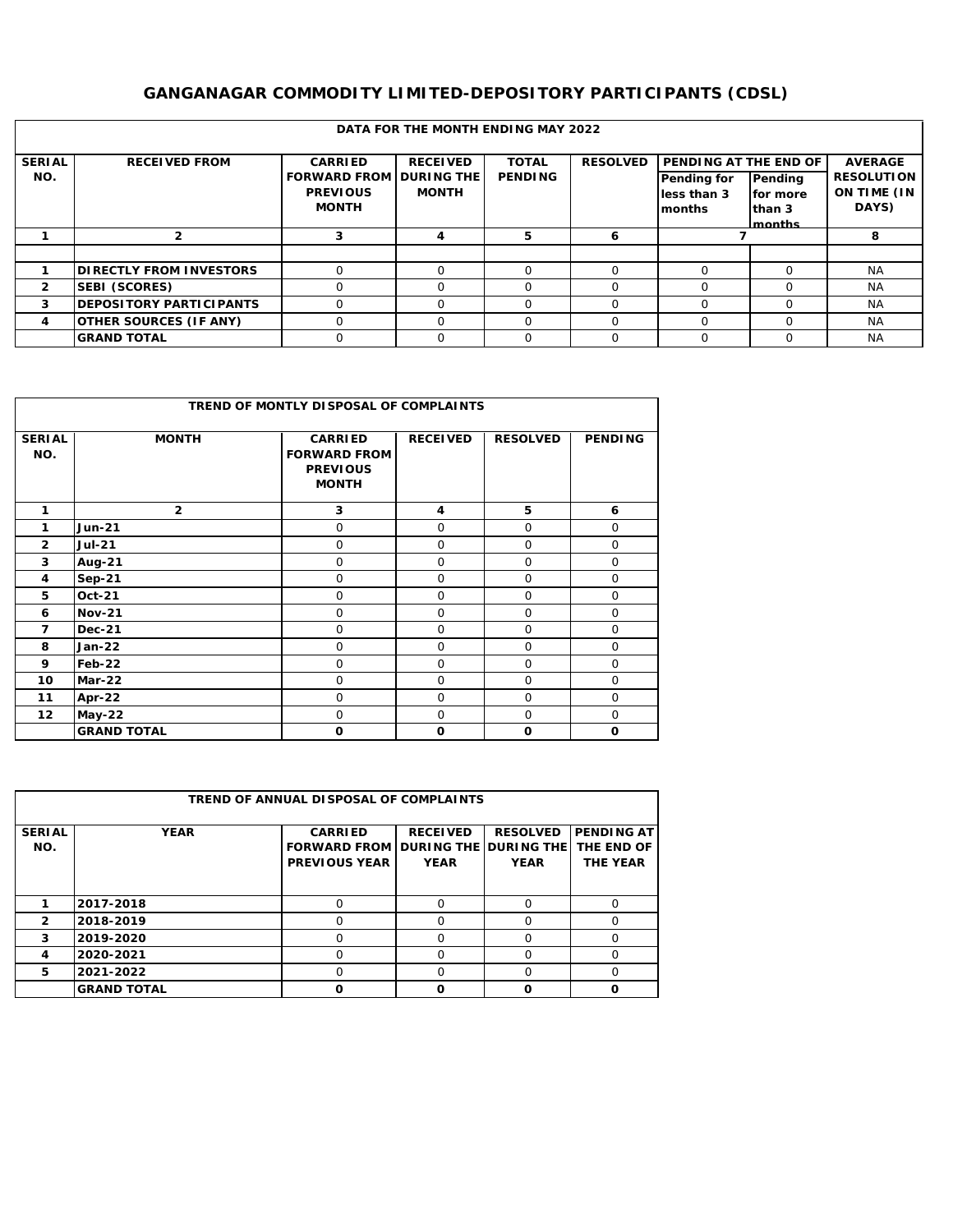# GANGANAGAR COMMODITY LIMITED-DEPOSITORY PARTICIPANTS (CDSL)

| DATA FOR THE MONTH ENDING MAY 2022 | | | | | | | | |
|---|---|---|---|---|---|---|---|---|
| SERIAL NO. | RECEIVED FROM | CARRIED FORWARD FROM PREVIOUS MONTH | RECEIVED DURING THE MONTH | TOTAL PENDING | RESOLVED | PENDING AT THE END OF | | AVERAGE RESOLUTION ON TIME (IN DAYS) |
| | | | | | | Pending for less than 3 months | Pending for more than 3 months | |
| 1 | 2 | 3 | 4 | 5 | 6 | 7 | | 8 |
| | | | | | | | | |
| 1 | DIRECTLY FROM INVESTORS | 0 | 0 | 0 | 0 | 0 | 0 | NA |
| 2 | SEBI (SCORES) | 0 | 0 | 0 | 0 | 0 | 0 | NA |
| 3 | DEPOSITORY PARTICIPANTS | 0 | 0 | 0 | 0 | 0 | 0 | NA |
| 4 | OTHER SOURCES (IF ANY) | 0 | 0 | 0 | 0 | 0 | 0 | NA |
| | GRAND TOTAL | 0 | 0 | 0 | 0 | 0 | 0 | NA |

| TREND OF MONTLY DISPOSAL OF COMPLAINTS | | | | | |
|---|---|---|---|---|---|
| SERIAL NO. | MONTH | CARRIED FORWARD FROM PREVIOUS MONTH | RECEIVED | RESOLVED | PENDING |
| 1 | 2 | 3 | 4 | 5 | 6 |
| 1 | Jun-21 | 0 | 0 | 0 | 0 |
| 2 | Jul-21 | 0 | 0 | 0 | 0 |
| 3 | Aug-21 | 0 | 0 | 0 | 0 |
| 4 | Sep-21 | 0 | 0 | 0 | 0 |
| 5 | Oct-21 | 0 | 0 | 0 | 0 |
| 6 | Nov-21 | 0 | 0 | 0 | 0 |
| 7 | Dec-21 | 0 | 0 | 0 | 0 |
| 8 | Jan-22 | 0 | 0 | 0 | 0 |
| 9 | Feb-22 | 0 | 0 | 0 | 0 |
| 10 | Mar-22 | 0 | 0 | 0 | 0 |
| 11 | Apr-22 | 0 | 0 | 0 | 0 |
| 12 | May-22 | 0 | 0 | 0 | 0 |
| | GRAND TOTAL | 0 | 0 | 0 | 0 |

| TREND OF ANNUAL DISPOSAL OF COMPLAINTS | | | | | |
|---|---|---|---|---|---|
| SERIAL NO. | YEAR | CARRIED FORWARD FROM PREVIOUS YEAR | RECEIVED DURING THE YEAR | RESOLVED DURING THE YEAR | PENDING AT THE END OF THE YEAR |
| 1 | 2017-2018 | 0 | 0 | 0 | 0 |
| 2 | 2018-2019 | 0 | 0 | 0 | 0 |
| 3 | 2019-2020 | 0 | 0 | 0 | 0 |
| 4 | 2020-2021 | 0 | 0 | 0 | 0 |
| 5 | 2021-2022 | 0 | 0 | 0 | 0 |
| | GRAND TOTAL | 0 | 0 | 0 | 0 |